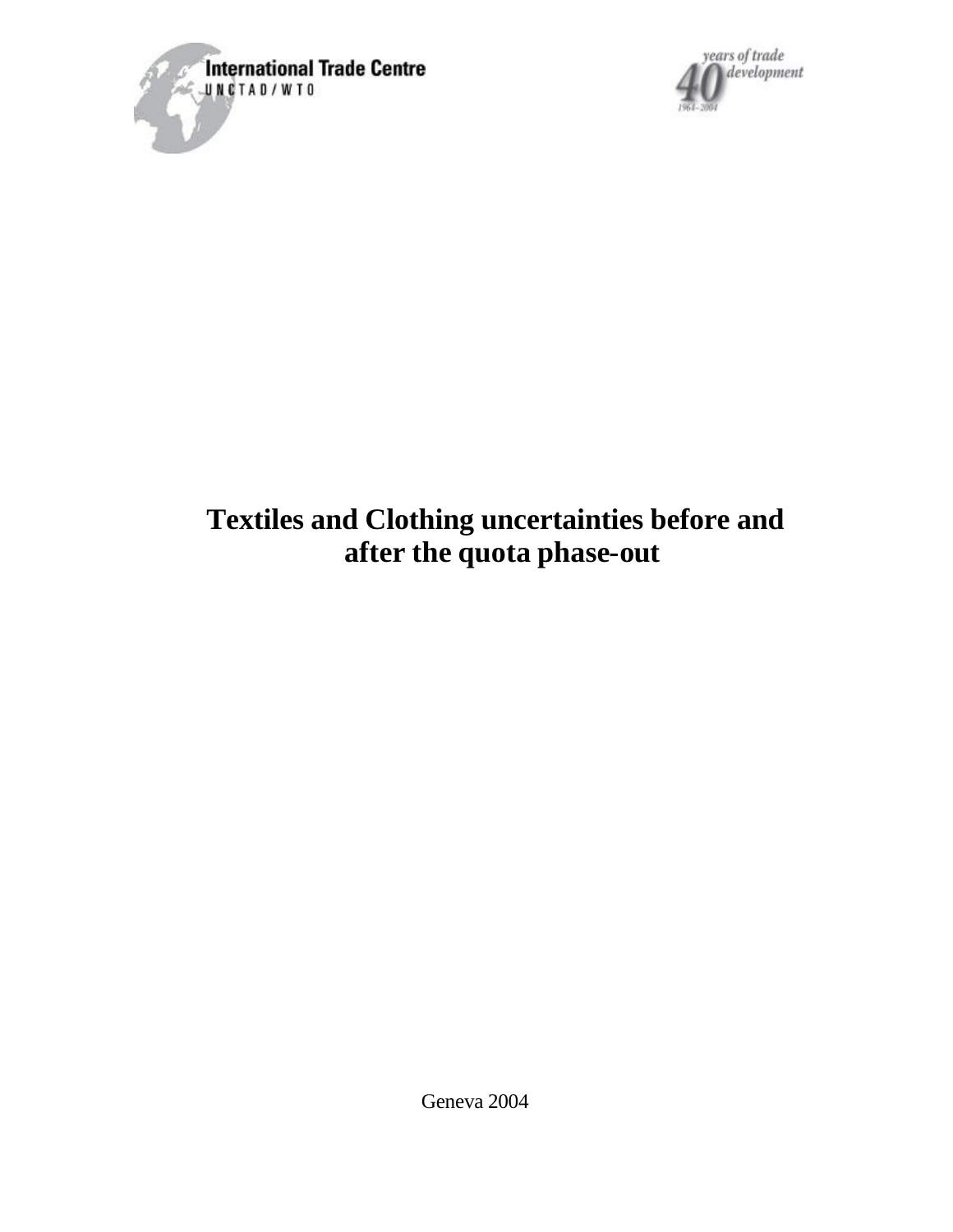International Trade Centre
UNCTAD/WTO

40 years of trade development
1964–2004

# Textiles and Clothing uncertainties before and after the quota phase-out

Geneva 2004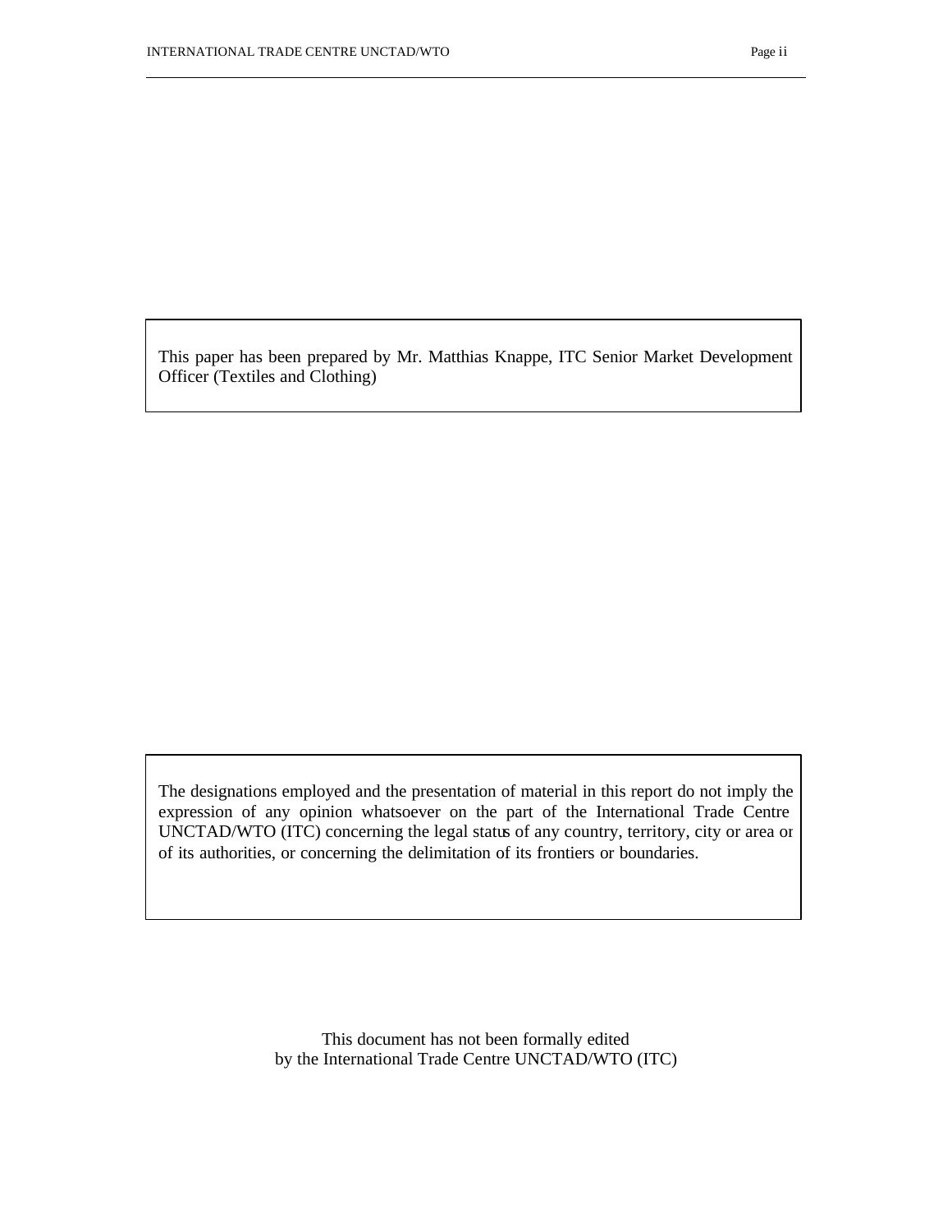This paper has been prepared by Mr. Matthias Knappe, ITC Senior Market Development Officer (Textiles and Clothing)

The designations employed and the presentation of material in this report do not imply the expression of any opinion whatsoever on the part of the International Trade Centre UNCTAD/WTO (ITC) concerning the legal status of any country, territory, city or area or of its authorities, or concerning the delimitation of its frontiers or boundaries.

This document has not been formally edited
by the International Trade Centre UNCTAD/WTO (ITC)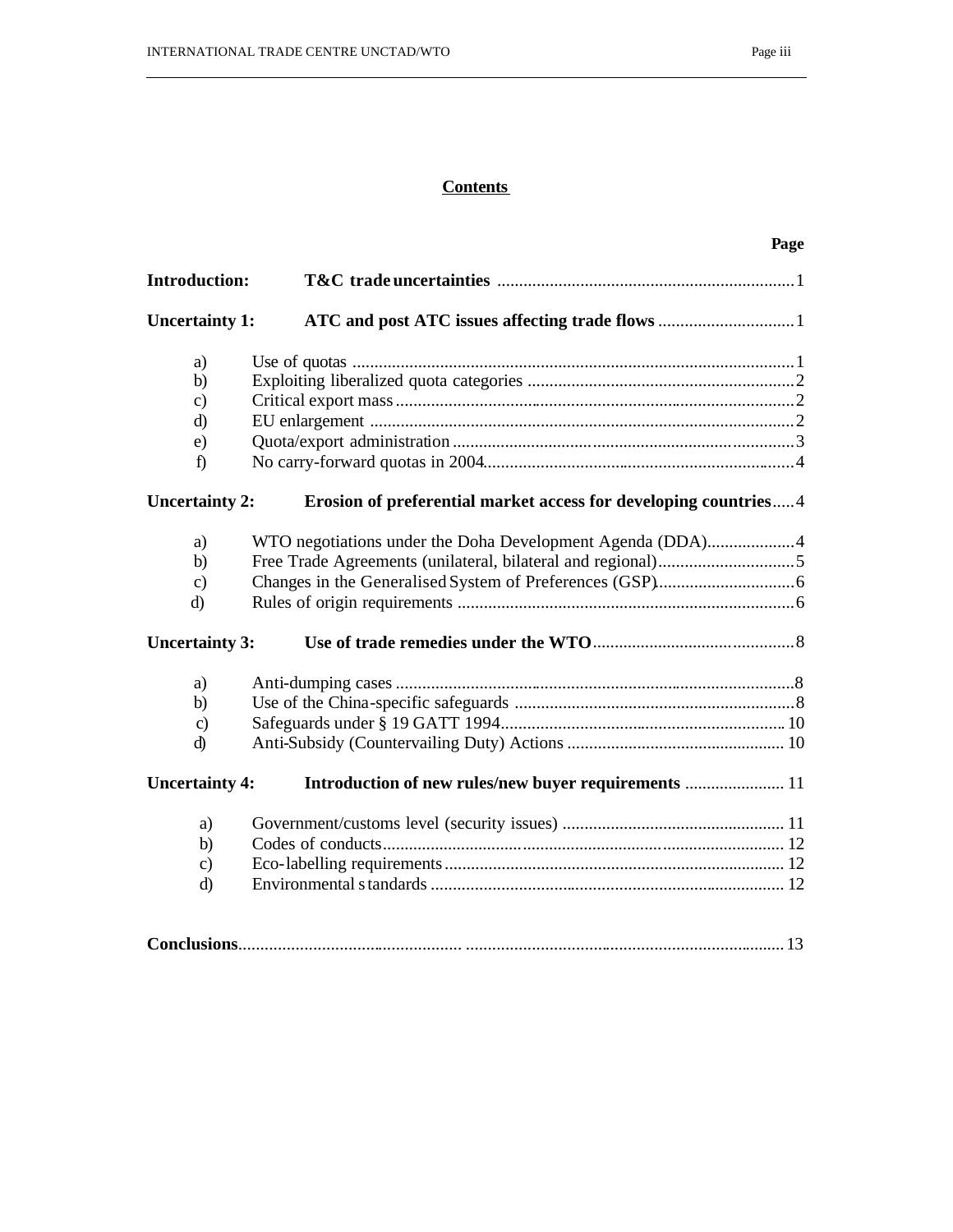# Contents

| | | Page |
|---|---|---|
| **Introduction:** | **T&C trade uncertainties** | 1 |
| **Uncertainty 1:** | **ATC and post ATC issues affecting trade flows** | 1 |
| a) | Use of quotas | 1 |
| b) | Exploiting liberalized quota categories | 2 |
| c) | Critical export mass | 2 |
| d) | EU enlargement | 2 |
| e) | Quota/export administration | 3 |
| f) | No carry-forward quotas in 2004 | 4 |
| **Uncertainty 2:** | **Erosion of preferential market access for developing countries** | 4 |
| a) | WTO negotiations under the Doha Development Agenda (DDA) | 4 |
| b) | Free Trade Agreements (unilateral, bilateral and regional) | 5 |
| c) | Changes in the Generalised System of Preferences (GSP) | 6 |
| d) | Rules of origin requirements | 6 |
| **Uncertainty 3:** | **Use of trade remedies under the WTO** | 8 |
| a) | Anti-dumping cases | 8 |
| b) | Use of the China-specific safeguards | 8 |
| c) | Safeguards under § 19 GATT 1994 | 10 |
| d) | Anti-Subsidy (Countervailing Duty) Actions | 10 |
| **Uncertainty 4:** | **Introduction of new rules/new buyer requirements** | 11 |
| a) | Government/customs level (security issues) | 11 |
| b) | Codes of conducts | 12 |
| c) | Eco-labelling requirements | 12 |
| d) | Environmental standards | 12 |
| **Conclusions** | | 13 |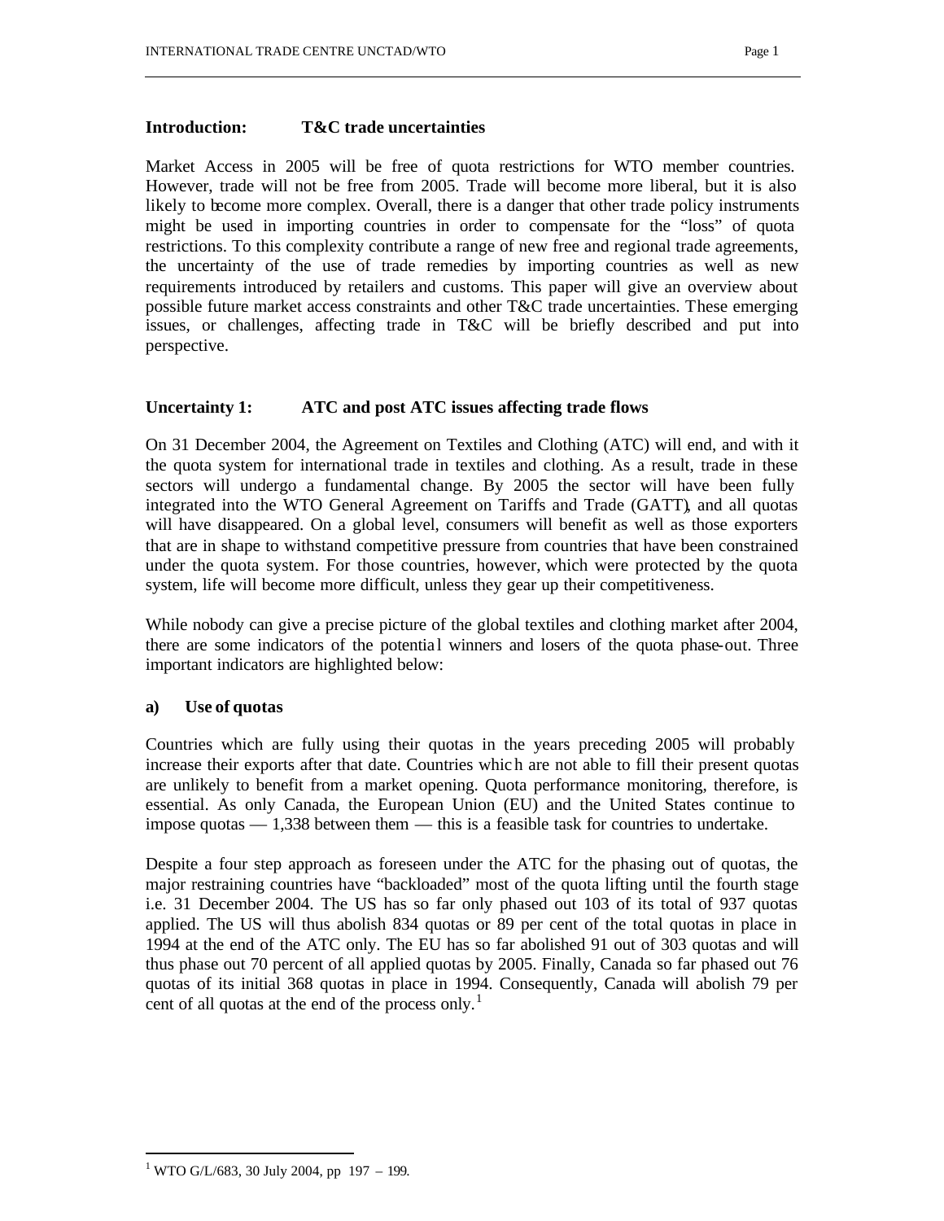## Introduction: T&C trade uncertainties

Market Access in 2005 will be free of quota restrictions for WTO member countries. However, trade will not be free from 2005. Trade will become more liberal, but it is also likely to become more complex. Overall, there is a danger that other trade policy instruments might be used in importing countries in order to compensate for the "loss" of quota restrictions. To this complexity contribute a range of new free and regional trade agreements, the uncertainty of the use of trade remedies by importing countries as well as new requirements introduced by retailers and customs. This paper will give an overview about possible future market access constraints and other T&C trade uncertainties. These emerging issues, or challenges, affecting trade in T&C will be briefly described and put into perspective.

## Uncertainty 1: ATC and post ATC issues affecting trade flows

On 31 December 2004, the Agreement on Textiles and Clothing (ATC) will end, and with it the quota system for international trade in textiles and clothing. As a result, trade in these sectors will undergo a fundamental change. By 2005 the sector will have been fully integrated into the WTO General Agreement on Tariffs and Trade (GATT), and all quotas will have disappeared. On a global level, consumers will benefit as well as those exporters that are in shape to withstand competitive pressure from countries that have been constrained under the quota system. For those countries, however, which were protected by the quota system, life will become more difficult, unless they gear up their competitiveness.

While nobody can give a precise picture of the global textiles and clothing market after 2004, there are some indicators of the potential winners and losers of the quota phase-out. Three important indicators are highlighted below:

### a) Use of quotas

Countries which are fully using their quotas in the years preceding 2005 will probably increase their exports after that date. Countries which are not able to fill their present quotas are unlikely to benefit from a market opening. Quota performance monitoring, therefore, is essential. As only Canada, the European Union (EU) and the United States continue to impose quotas — 1,338 between them — this is a feasible task for countries to undertake.

Despite a four step approach as foreseen under the ATC for the phasing out of quotas, the major restraining countries have "backloaded" most of the quota lifting until the fourth stage i.e. 31 December 2004. The US has so far only phased out 103 of its total of 937 quotas applied. The US will thus abolish 834 quotas or 89 per cent of the total quotas in place in 1994 at the end of the ATC only. The EU has so far abolished 91 out of 303 quotas and will thus phase out 70 percent of all applied quotas by 2005. Finally, Canada so far phased out 76 quotas of its initial 368 quotas in place in 1994. Consequently, Canada will abolish 79 per cent of all quotas at the end of the process only.[1]

---

[1] WTO G/L/683, 30 July 2004, pp 197 – 199.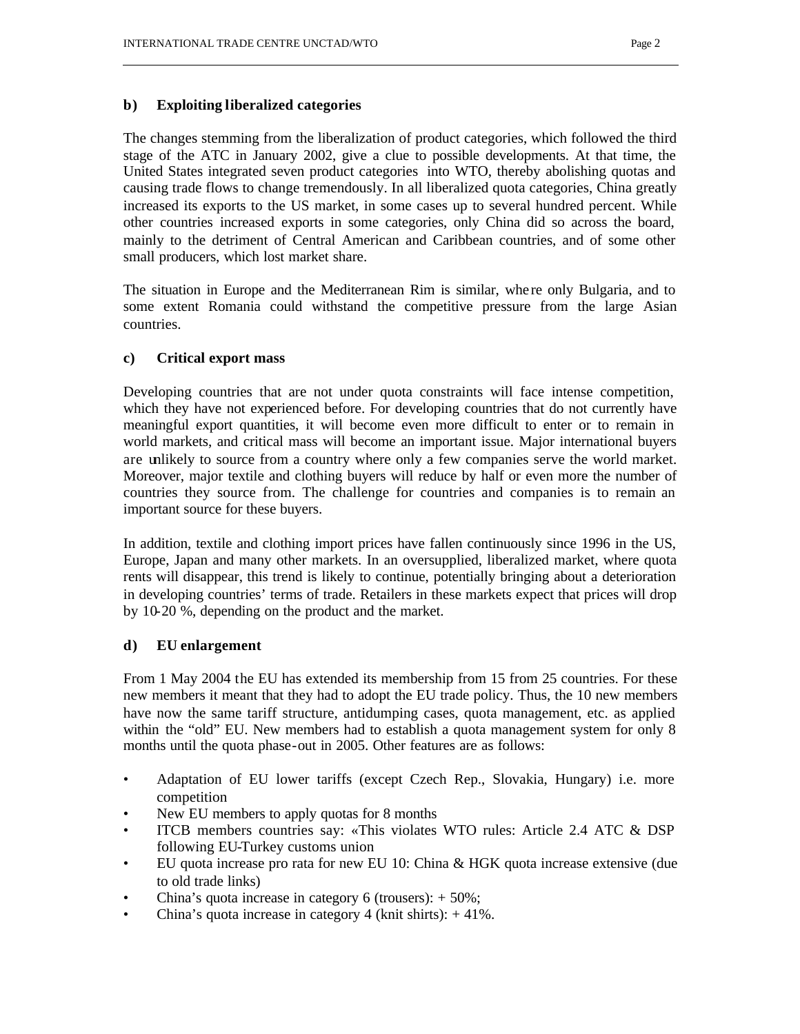### b) Exploiting liberalized categories

The changes stemming from the liberalization of product categories, which followed the third stage of the ATC in January 2002, give a clue to possible developments. At that time, the United States integrated seven product categories into WTO, thereby abolishing quotas and causing trade flows to change tremendously. In all liberalized quota categories, China greatly increased its exports to the US market, in some cases up to several hundred percent. While other countries increased exports in some categories, only China did so across the board, mainly to the detriment of Central American and Caribbean countries, and of some other small producers, which lost market share.

The situation in Europe and the Mediterranean Rim is similar, where only Bulgaria, and to some extent Romania could withstand the competitive pressure from the large Asian countries.

### c) Critical export mass

Developing countries that are not under quota constraints will face intense competition, which they have not experienced before. For developing countries that do not currently have meaningful export quantities, it will become even more difficult to enter or to remain in world markets, and critical mass will become an important issue. Major international buyers are unlikely to source from a country where only a few companies serve the world market. Moreover, major textile and clothing buyers will reduce by half or even more the number of countries they source from. The challenge for countries and companies is to remain an important source for these buyers.

In addition, textile and clothing import prices have fallen continuously since 1996 in the US, Europe, Japan and many other markets. In an oversupplied, liberalized market, where quota rents will disappear, this trend is likely to continue, potentially bringing about a deterioration in developing countries' terms of trade. Retailers in these markets expect that prices will drop by 10-20 %, depending on the product and the market.

### d) EU enlargement

From 1 May 2004 the EU has extended its membership from 15 from 25 countries. For these new members it meant that they had to adopt the EU trade policy. Thus, the 10 new members have now the same tariff structure, antidumping cases, quota management, etc. as applied within the "old" EU. New members had to establish a quota management system for only 8 months until the quota phase-out in 2005. Other features are as follows:

- Adaptation of EU lower tariffs (except Czech Rep., Slovakia, Hungary) i.e. more competition
- New EU members to apply quotas for 8 months
- ITCB members countries say: «This violates WTO rules: Article 2.4 ATC & DSP following EU-Turkey customs union
- EU quota increase pro rata for new EU 10: China & HGK quota increase extensive (due to old trade links)
- China's quota increase in category 6 (trousers): + 50%;
- China's quota increase in category 4 (knit shirts): + 41%.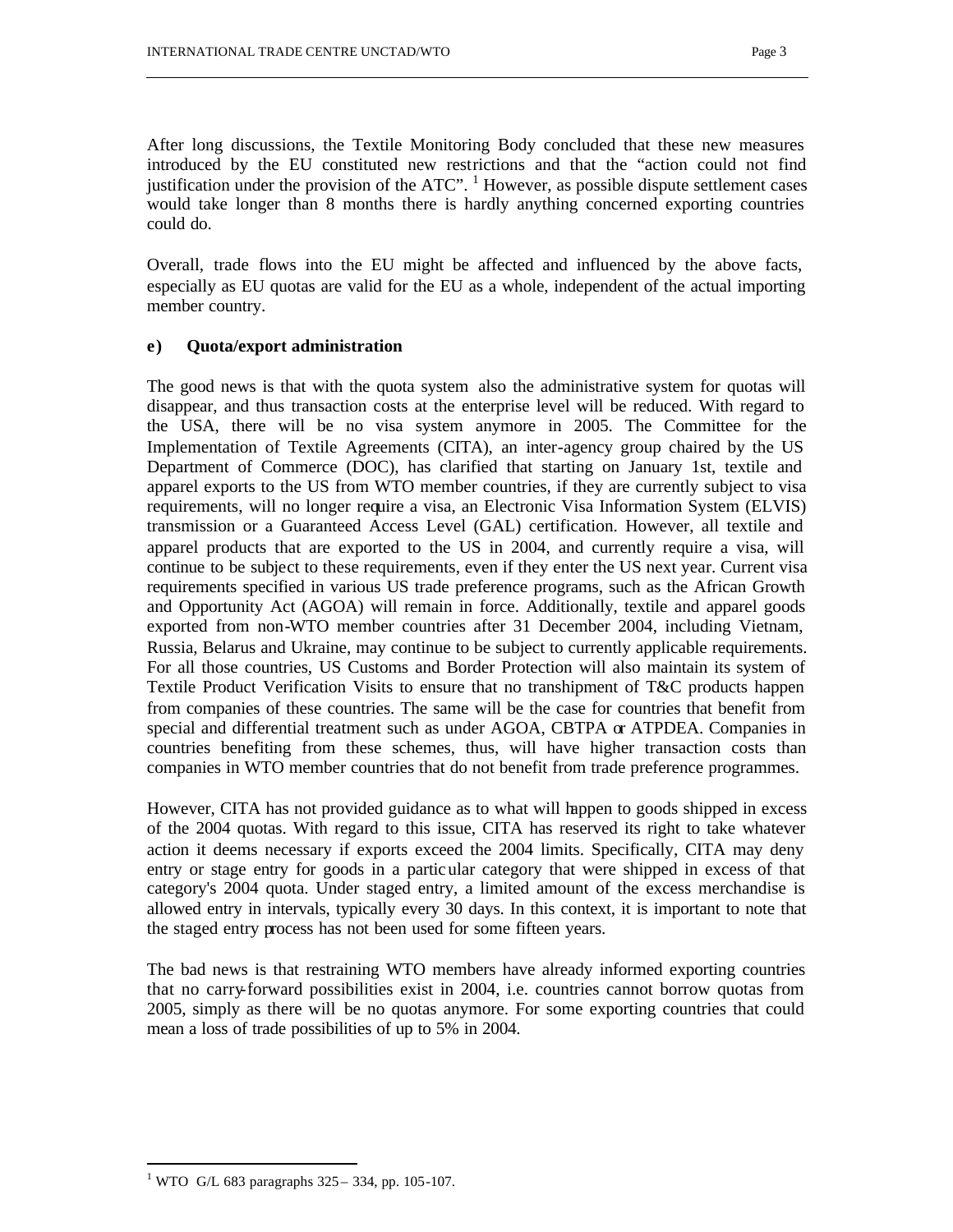After long discussions, the Textile Monitoring Body concluded that these new measures introduced by the EU constituted new restrictions and that the "action could not find justification under the provision of the ATC". [1] However, as possible dispute settlement cases would take longer than 8 months there is hardly anything concerned exporting countries could do.

Overall, trade flows into the EU might be affected and influenced by the above facts, especially as EU quotas are valid for the EU as a whole, independent of the actual importing member country.

**e) Quota/export administration**

The good news is that with the quota system also the administrative system for quotas will disappear, and thus transaction costs at the enterprise level will be reduced. With regard to the USA, there will be no visa system anymore in 2005. The Committee for the Implementation of Textile Agreements (CITA), an inter-agency group chaired by the US Department of Commerce (DOC), has clarified that starting on January 1st, textile and apparel exports to the US from WTO member countries, if they are currently subject to visa requirements, will no longer require a visa, an Electronic Visa Information System (ELVIS) transmission or a Guaranteed Access Level (GAL) certification. However, all textile and apparel products that are exported to the US in 2004, and currently require a visa, will continue to be subject to these requirements, even if they enter the US next year. Current visa requirements specified in various US trade preference programs, such as the African Growth and Opportunity Act (AGOA) will remain in force. Additionally, textile and apparel goods exported from non-WTO member countries after 31 December 2004, including Vietnam, Russia, Belarus and Ukraine, may continue to be subject to currently applicable requirements. For all those countries, US Customs and Border Protection will also maintain its system of Textile Product Verification Visits to ensure that no transhipment of T&C products happen from companies of these countries. The same will be the case for countries that benefit from special and differential treatment such as under AGOA, CBTPA or ATPDEA. Companies in countries benefiting from these schemes, thus, will have higher transaction costs than companies in WTO member countries that do not benefit from trade preference programmes.

However, CITA has not provided guidance as to what will happen to goods shipped in excess of the 2004 quotas. With regard to this issue, CITA has reserved its right to take whatever action it deems necessary if exports exceed the 2004 limits. Specifically, CITA may deny entry or stage entry for goods in a particular category that were shipped in excess of that category's 2004 quota. Under staged entry, a limited amount of the excess merchandise is allowed entry in intervals, typically every 30 days. In this context, it is important to note that the staged entry process has not been used for some fifteen years.

The bad news is that restraining WTO members have already informed exporting countries that no carry-forward possibilities exist in 2004, i.e. countries cannot borrow quotas from 2005, simply as there will be no quotas anymore. For some exporting countries that could mean a loss of trade possibilities of up to 5% in 2004.

---

[1] WTO G/L 683 paragraphs 325 – 334, pp. 105-107.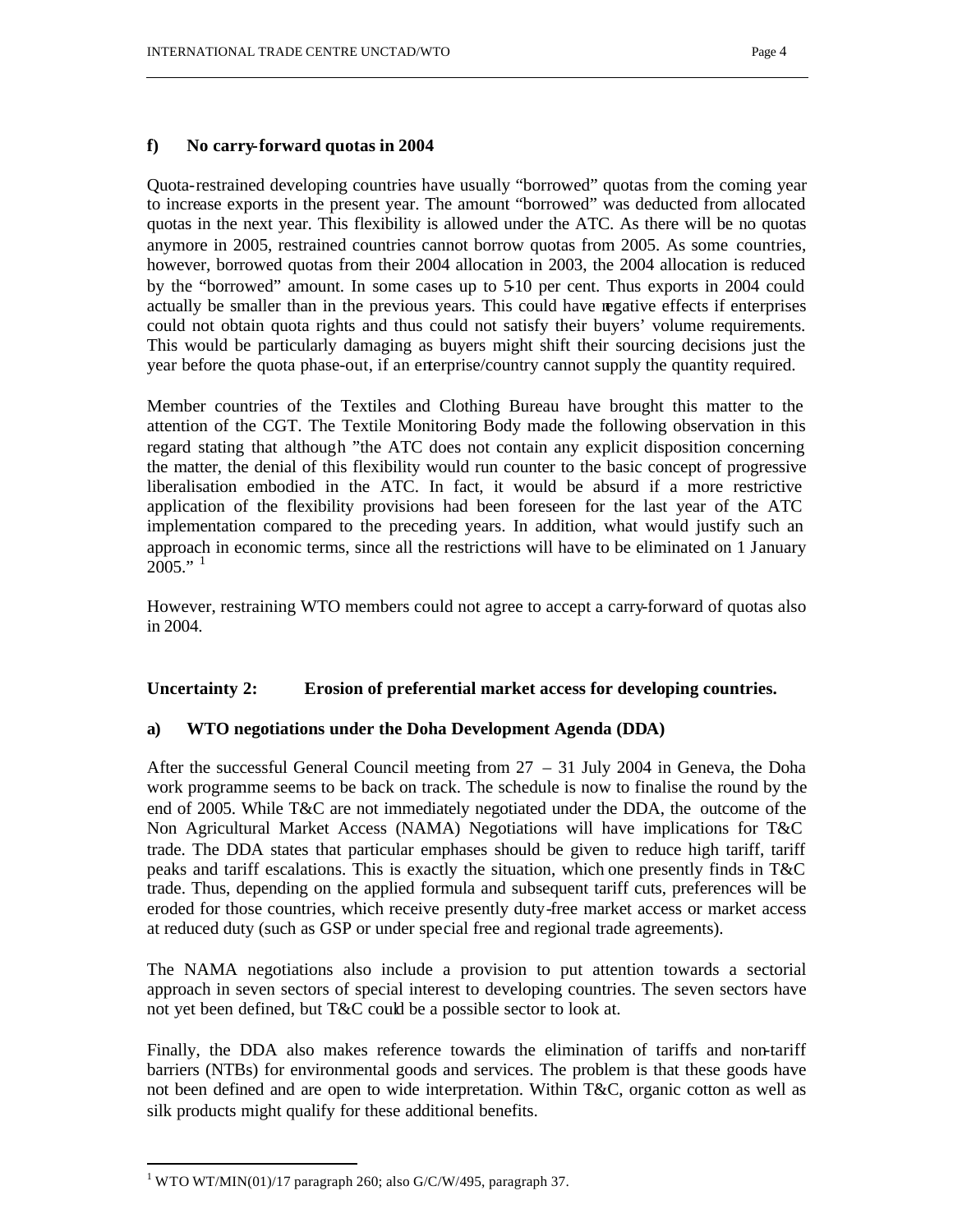#### f) No carry-forward quotas in 2004

Quota-restrained developing countries have usually "borrowed" quotas from the coming year to increase exports in the present year. The amount "borrowed" was deducted from allocated quotas in the next year. This flexibility is allowed under the ATC. As there will be no quotas anymore in 2005, restrained countries cannot borrow quotas from 2005. As some countries, however, borrowed quotas from their 2004 allocation in 2003, the 2004 allocation is reduced by the "borrowed" amount. In some cases up to 5-10 per cent. Thus exports in 2004 could actually be smaller than in the previous years. This could have negative effects if enterprises could not obtain quota rights and thus could not satisfy their buyers' volume requirements. This would be particularly damaging as buyers might shift their sourcing decisions just the year before the quota phase-out, if an enterprise/country cannot supply the quantity required.

Member countries of the Textiles and Clothing Bureau have brought this matter to the attention of the CGT. The Textile Monitoring Body made the following observation in this regard stating that although "the ATC does not contain any explicit disposition concerning the matter, the denial of this flexibility would run counter to the basic concept of progressive liberalisation embodied in the ATC. In fact, it would be absurd if a more restrictive application of the flexibility provisions had been foreseen for the last year of the ATC implementation compared to the preceding years. In addition, what would justify such an approach in economic terms, since all the restrictions will have to be eliminated on 1 January 2005." [1]

However, restraining WTO members could not agree to accept a carry-forward of quotas also in 2004.

### Uncertainty 2: Erosion of preferential market access for developing countries.

#### a) WTO negotiations under the Doha Development Agenda (DDA)

After the successful General Council meeting from 27 – 31 July 2004 in Geneva, the Doha work programme seems to be back on track. The schedule is now to finalise the round by the end of 2005. While T&C are not immediately negotiated under the DDA, the outcome of the Non Agricultural Market Access (NAMA) Negotiations will have implications for T&C trade. The DDA states that particular emphases should be given to reduce high tariff, tariff peaks and tariff escalations. This is exactly the situation, which one presently finds in T&C trade. Thus, depending on the applied formula and subsequent tariff cuts, preferences will be eroded for those countries, which receive presently duty-free market access or market access at reduced duty (such as GSP or under special free and regional trade agreements).

The NAMA negotiations also include a provision to put attention towards a sectorial approach in seven sectors of special interest to developing countries. The seven sectors have not yet been defined, but T&C could be a possible sector to look at.

Finally, the DDA also makes reference towards the elimination of tariffs and non-tariff barriers (NTBs) for environmental goods and services. The problem is that these goods have not been defined and are open to wide interpretation. Within T&C, organic cotton as well as silk products might qualify for these additional benefits.

---

[1] WTO WT/MIN(01)/17 paragraph 260; also G/C/W/495, paragraph 37.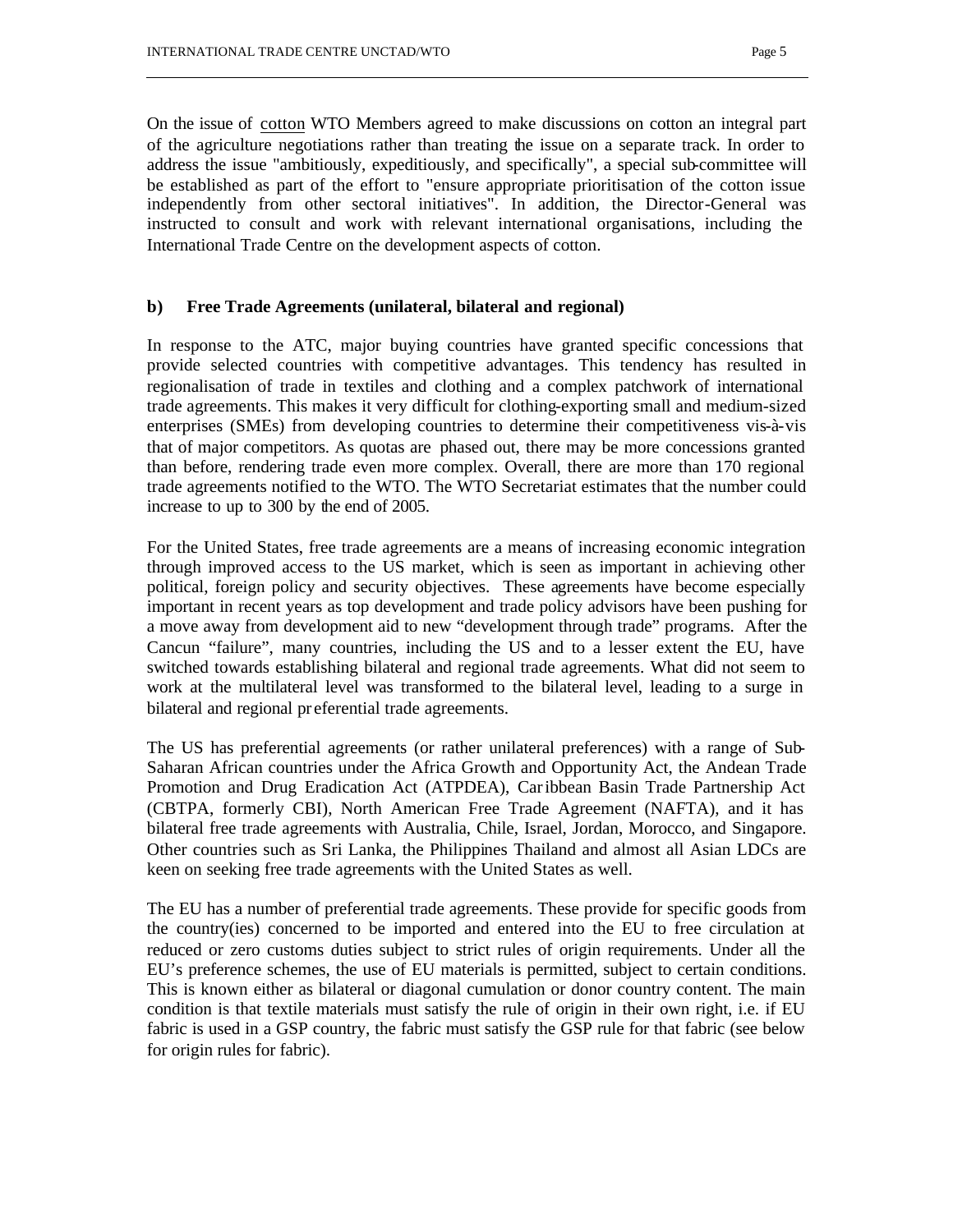On the issue of cotton WTO Members agreed to make discussions on cotton an integral part of the agriculture negotiations rather than treating the issue on a separate track. In order to address the issue "ambitiously, expeditiously, and specifically", a special sub-committee will be established as part of the effort to "ensure appropriate prioritisation of the cotton issue independently from other sectoral initiatives". In addition, the Director-General was instructed to consult and work with relevant international organisations, including the International Trade Centre on the development aspects of cotton.

### b) Free Trade Agreements (unilateral, bilateral and regional)

In response to the ATC, major buying countries have granted specific concessions that provide selected countries with competitive advantages. This tendency has resulted in regionalisation of trade in textiles and clothing and a complex patchwork of international trade agreements. This makes it very difficult for clothing-exporting small and medium-sized enterprises (SMEs) from developing countries to determine their competitiveness vis-à-vis that of major competitors. As quotas are phased out, there may be more concessions granted than before, rendering trade even more complex. Overall, there are more than 170 regional trade agreements notified to the WTO. The WTO Secretariat estimates that the number could increase to up to 300 by the end of 2005.

For the United States, free trade agreements are a means of increasing economic integration through improved access to the US market, which is seen as important in achieving other political, foreign policy and security objectives. These agreements have become especially important in recent years as top development and trade policy advisors have been pushing for a move away from development aid to new "development through trade" programs. After the Cancun "failure", many countries, including the US and to a lesser extent the EU, have switched towards establishing bilateral and regional trade agreements. What did not seem to work at the multilateral level was transformed to the bilateral level, leading to a surge in bilateral and regional preferential trade agreements.

The US has preferential agreements (or rather unilateral preferences) with a range of Sub-Saharan African countries under the Africa Growth and Opportunity Act, the Andean Trade Promotion and Drug Eradication Act (ATPDEA), Caribbean Basin Trade Partnership Act (CBTPA, formerly CBI), North American Free Trade Agreement (NAFTA), and it has bilateral free trade agreements with Australia, Chile, Israel, Jordan, Morocco, and Singapore. Other countries such as Sri Lanka, the Philippines Thailand and almost all Asian LDCs are keen on seeking free trade agreements with the United States as well.

The EU has a number of preferential trade agreements. These provide for specific goods from the country(ies) concerned to be imported and entered into the EU to free circulation at reduced or zero customs duties subject to strict rules of origin requirements. Under all the EU's preference schemes, the use of EU materials is permitted, subject to certain conditions. This is known either as bilateral or diagonal cumulation or donor country content. The main condition is that textile materials must satisfy the rule of origin in their own right, i.e. if EU fabric is used in a GSP country, the fabric must satisfy the GSP rule for that fabric (see below for origin rules for fabric).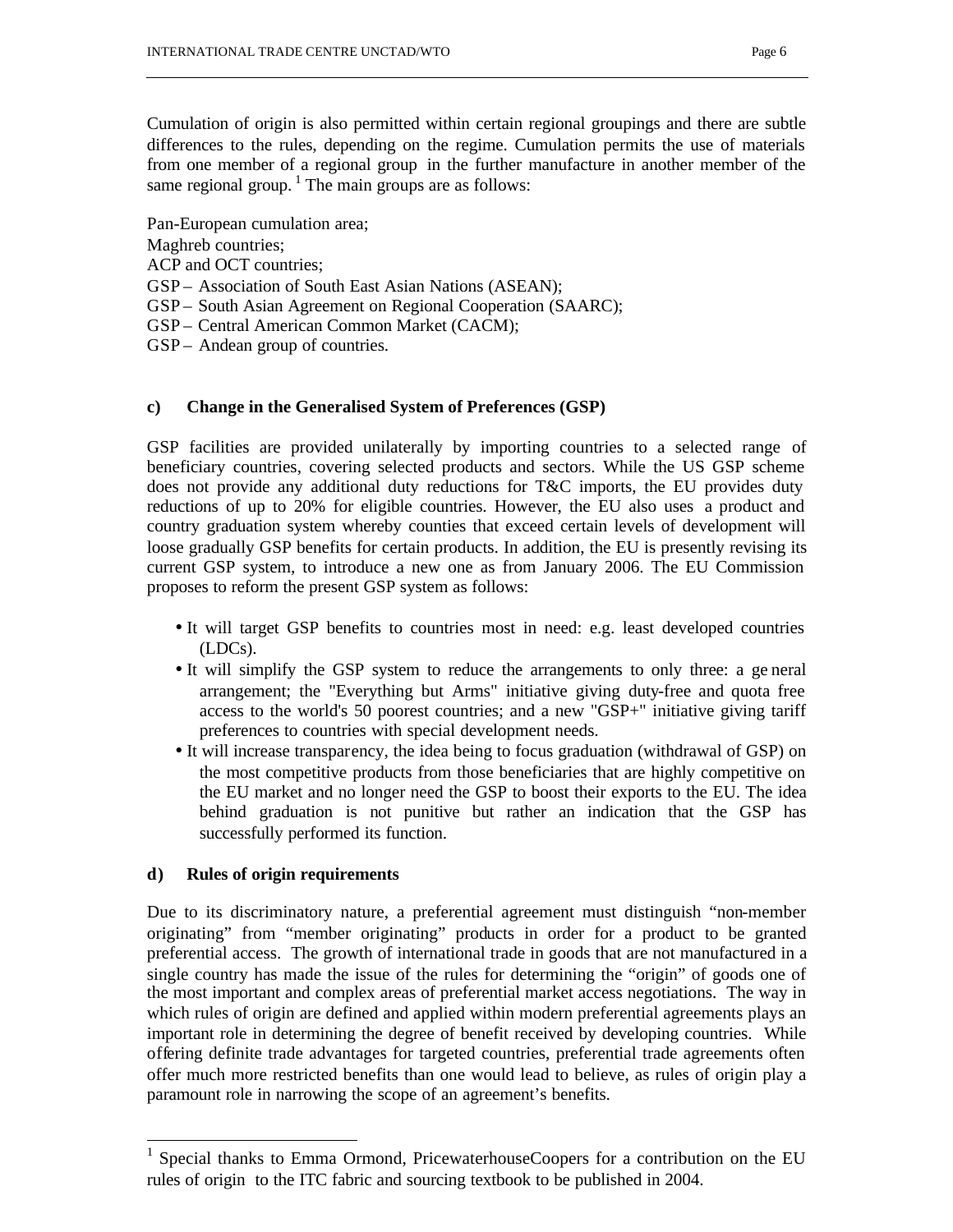Cumulation of origin is also permitted within certain regional groupings and there are subtle differences to the rules, depending on the regime. Cumulation permits the use of materials from one member of a regional group in the further manufacture in another member of the same regional group. [1] The main groups are as follows:

Pan-European cumulation area;
Maghreb countries;
ACP and OCT countries;
GSP – Association of South East Asian Nations (ASEAN);
GSP – South Asian Agreement on Regional Cooperation (SAARC);
GSP – Central American Common Market (CACM);
GSP – Andean group of countries.

#### c) Change in the Generalised System of Preferences (GSP)

GSP facilities are provided unilaterally by importing countries to a selected range of beneficiary countries, covering selected products and sectors. While the US GSP scheme does not provide any additional duty reductions for T&C imports, the EU provides duty reductions of up to 20% for eligible countries. However, the EU also uses a product and country graduation system whereby counties that exceed certain levels of development will loose gradually GSP benefits for certain products. In addition, the EU is presently revising its current GSP system, to introduce a new one as from January 2006. The EU Commission proposes to reform the present GSP system as follows:

- It will target GSP benefits to countries most in need: e.g. least developed countries (LDCs).
- It will simplify the GSP system to reduce the arrangements to only three: a general arrangement; the "Everything but Arms" initiative giving duty-free and quota free access to the world's 50 poorest countries; and a new "GSP+" initiative giving tariff preferences to countries with special development needs.
- It will increase transparency, the idea being to focus graduation (withdrawal of GSP) on the most competitive products from those beneficiaries that are highly competitive on the EU market and no longer need the GSP to boost their exports to the EU. The idea behind graduation is not punitive but rather an indication that the GSP has successfully performed its function.

#### d) Rules of origin requirements

Due to its discriminatory nature, a preferential agreement must distinguish “non-member originating” from “member originating” products in order for a product to be granted preferential access. The growth of international trade in goods that are not manufactured in a single country has made the issue of the rules for determining the “origin” of goods one of the most important and complex areas of preferential market access negotiations. The way in which rules of origin are defined and applied within modern preferential agreements plays an important role in determining the degree of benefit received by developing countries. While offering definite trade advantages for targeted countries, preferential trade agreements often offer much more restricted benefits than one would lead to believe, as rules of origin play a paramount role in narrowing the scope of an agreement’s benefits.

[1] Special thanks to Emma Ormond, PricewaterhouseCoopers for a contribution on the EU rules of origin to the ITC fabric and sourcing textbook to be published in 2004.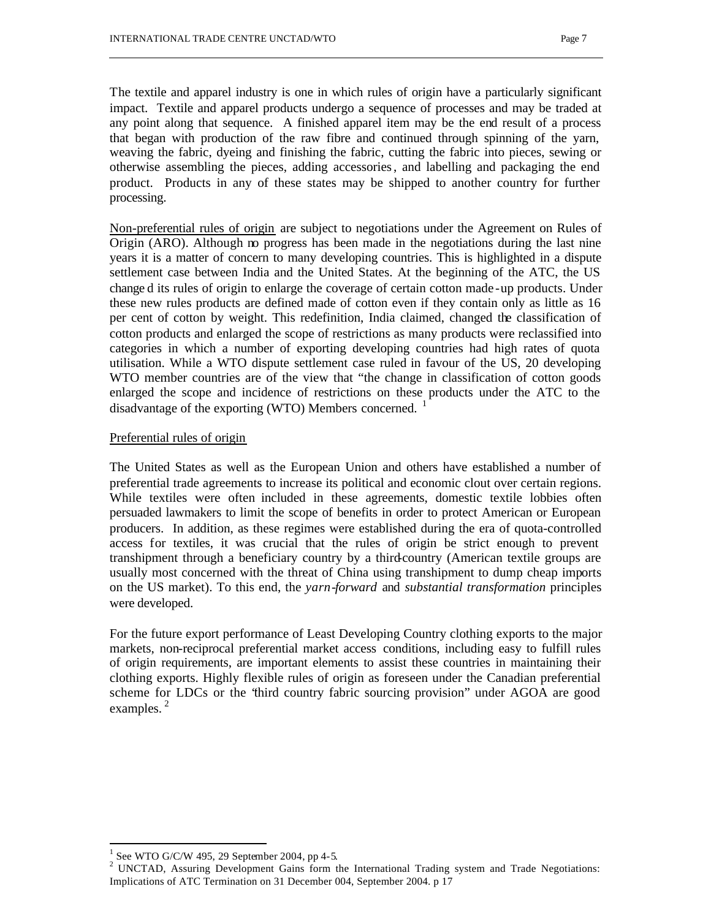The textile and apparel industry is one in which rules of origin have a particularly significant impact. Textile and apparel products undergo a sequence of processes and may be traded at any point along that sequence. A finished apparel item may be the end result of a process that began with production of the raw fibre and continued through spinning of the yarn, weaving the fabric, dyeing and finishing the fabric, cutting the fabric into pieces, sewing or otherwise assembling the pieces, adding accessories, and labelling and packaging the end product. Products in any of these states may be shipped to another country for further processing.

Non-preferential rules of origin are subject to negotiations under the Agreement on Rules of Origin (ARO). Although no progress has been made in the negotiations during the last nine years it is a matter of concern to many developing countries. This is highlighted in a dispute settlement case between India and the United States. At the beginning of the ATC, the US changed its rules of origin to enlarge the coverage of certain cotton made-up products. Under these new rules products are defined made of cotton even if they contain only as little as 16 per cent of cotton by weight. This redefinition, India claimed, changed the classification of cotton products and enlarged the scope of restrictions as many products were reclassified into categories in which a number of exporting developing countries had high rates of quota utilisation. While a WTO dispute settlement case ruled in favour of the US, 20 developing WTO member countries are of the view that "the change in classification of cotton goods enlarged the scope and incidence of restrictions on these products under the ATC to the disadvantage of the exporting (WTO) Members concerned. [1]

Preferential rules of origin

The United States as well as the European Union and others have established a number of preferential trade agreements to increase its political and economic clout over certain regions. While textiles were often included in these agreements, domestic textile lobbies often persuaded lawmakers to limit the scope of benefits in order to protect American or European producers. In addition, as these regimes were established during the era of quota-controlled access for textiles, it was crucial that the rules of origin be strict enough to prevent transhipment through a beneficiary country by a third-country (American textile groups are usually most concerned with the threat of China using transhipment to dump cheap imports on the US market). To this end, the *yarn-forward* and *substantial transformation* principles were developed.

For the future export performance of Least Developing Country clothing exports to the major markets, non-reciprocal preferential market access conditions, including easy to fulfill rules of origin requirements, are important elements to assist these countries in maintaining their clothing exports. Highly flexible rules of origin as foreseen under the Canadian preferential scheme for LDCs or the "third country fabric sourcing provision" under AGOA are good examples. [2]

---

[1] See WTO G/C/W 495, 29 September 2004, pp 4-5.

[2] UNCTAD, Assuring Development Gains form the International Trading system and Trade Negotiations: Implications of ATC Termination on 31 December 004, September 2004. p 17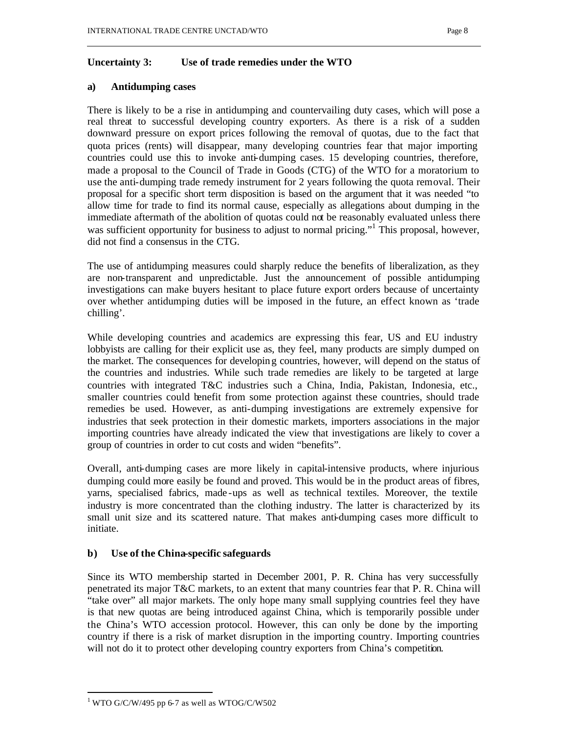### Uncertainty 3: Use of trade remedies under the WTO

#### a) Antidumping cases

There is likely to be a rise in antidumping and countervailing duty cases, which will pose a real threat to successful developing country exporters. As there is a risk of a sudden downward pressure on export prices following the removal of quotas, due to the fact that quota prices (rents) will disappear, many developing countries fear that major importing countries could use this to invoke anti-dumping cases. 15 developing countries, therefore, made a proposal to the Council of Trade in Goods (CTG) of the WTO for a moratorium to use the anti-dumping trade remedy instrument for 2 years following the quota removal. Their proposal for a specific short term disposition is based on the argument that it was needed "to allow time for trade to find its normal cause, especially as allegations about dumping in the immediate aftermath of the abolition of quotas could not be reasonably evaluated unless there was sufficient opportunity for business to adjust to normal pricing."[1] This proposal, however, did not find a consensus in the CTG.

The use of antidumping measures could sharply reduce the benefits of liberalization, as they are non-transparent and unpredictable. Just the announcement of possible antidumping investigations can make buyers hesitant to place future export orders because of uncertainty over whether antidumping duties will be imposed in the future, an effect known as 'trade chilling'.

While developing countries and academics are expressing this fear, US and EU industry lobbyists are calling for their explicit use as, they feel, many products are simply dumped on the market. The consequences for developing countries, however, will depend on the status of the countries and industries. While such trade remedies are likely to be targeted at large countries with integrated T&C industries such a China, India, Pakistan, Indonesia, etc., smaller countries could benefit from some protection against these countries, should trade remedies be used. However, as anti-dumping investigations are extremely expensive for industries that seek protection in their domestic markets, importers associations in the major importing countries have already indicated the view that investigations are likely to cover a group of countries in order to cut costs and widen "benefits".

Overall, anti-dumping cases are more likely in capital-intensive products, where injurious dumping could more easily be found and proved. This would be in the product areas of fibres, yarns, specialised fabrics, made-ups as well as technical textiles. Moreover, the textile industry is more concentrated than the clothing industry. The latter is characterized by its small unit size and its scattered nature. That makes anti-dumping cases more difficult to initiate.

#### b) Use of the China-specific safeguards

Since its WTO membership started in December 2001, P. R. China has very successfully penetrated its major T&C markets, to an extent that many countries fear that P. R. China will "take over" all major markets. The only hope many small supplying countries feel they have is that new quotas are being introduced against China, which is temporarily possible under the China's WTO accession protocol. However, this can only be done by the importing country if there is a risk of market disruption in the importing country. Importing countries will not do it to protect other developing country exporters from China's competition.

---

[1] WTO G/C/W/495 pp 6-7 as well as WTOG/C/W502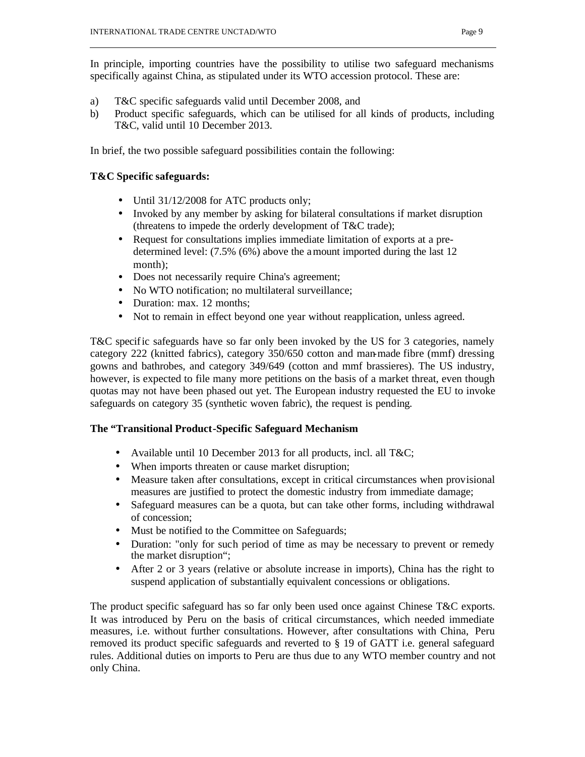In principle, importing countries have the possibility to utilise two safeguard mechanisms specifically against China, as stipulated under its WTO accession protocol. These are:

a) T&C specific safeguards valid until December 2008, and
b) Product specific safeguards, which can be utilised for all kinds of products, including T&C, valid until 10 December 2013.

In brief, the two possible safeguard possibilities contain the following:

**T&C Specific safeguards:**

- Until 31/12/2008 for ATC products only;
- Invoked by any member by asking for bilateral consultations if market disruption (threatens to impede the orderly development of T&C trade);
- Request for consultations implies immediate limitation of exports at a pre-determined level: (7.5% (6%) above the amount imported during the last 12 month);
- Does not necessarily require China's agreement;
- No WTO notification; no multilateral surveillance;
- Duration: max. 12 months;
- Not to remain in effect beyond one year without reapplication, unless agreed.

T&C specific safeguards have so far only been invoked by the US for 3 categories, namely category 222 (knitted fabrics), category 350/650 cotton and man-made fibre (mmf) dressing gowns and bathrobes, and category 349/649 (cotton and mmf brassieres). The US industry, however, is expected to file many more petitions on the basis of a market threat, even though quotas may not have been phased out yet. The European industry requested the EU to invoke safeguards on category 35 (synthetic woven fabric), the request is pending.

**The "Transitional Product-Specific Safeguard Mechanism**

- Available until 10 December 2013 for all products, incl. all T&C;
- When imports threaten or cause market disruption;
- Measure taken after consultations, except in critical circumstances when provisional measures are justified to protect the domestic industry from immediate damage;
- Safeguard measures can be a quota, but can take other forms, including withdrawal of concession;
- Must be notified to the Committee on Safeguards;
- Duration: "only for such period of time as may be necessary to prevent or remedy the market disruption";
- After 2 or 3 years (relative or absolute increase in imports), China has the right to suspend application of substantially equivalent concessions or obligations.

The product specific safeguard has so far only been used once against Chinese T&C exports. It was introduced by Peru on the basis of critical circumstances, which needed immediate measures, i.e. without further consultations. However, after consultations with China, Peru removed its product specific safeguards and reverted to § 19 of GATT i.e. general safeguard rules. Additional duties on imports to Peru are thus due to any WTO member country and not only China.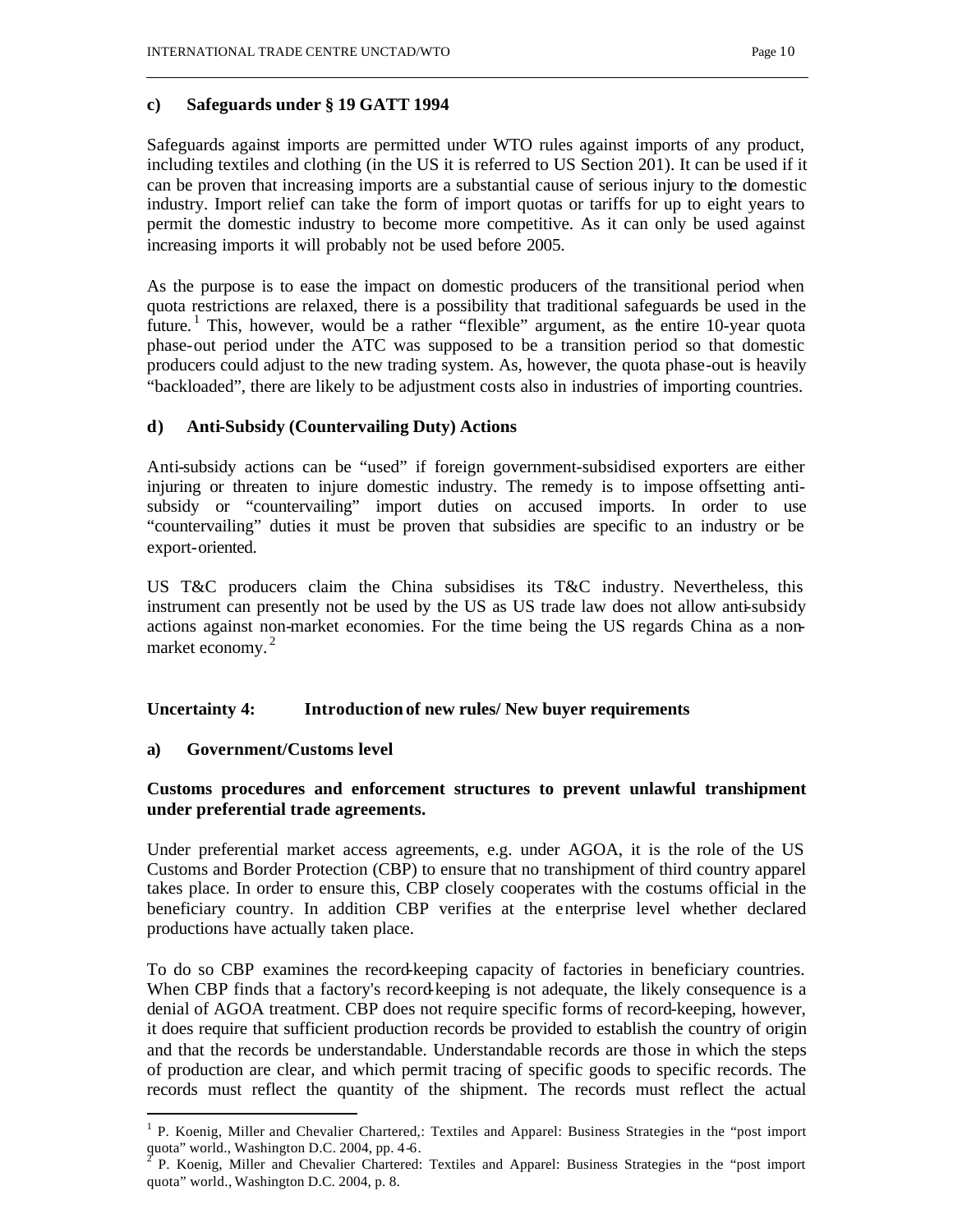### c) Safeguards under § 19 GATT 1994

Safeguards against imports are permitted under WTO rules against imports of any product, including textiles and clothing (in the US it is referred to US Section 201). It can be used if it can be proven that increasing imports are a substantial cause of serious injury to the domestic industry. Import relief can take the form of import quotas or tariffs for up to eight years to permit the domestic industry to become more competitive. As it can only be used against increasing imports it will probably not be used before 2005.

As the purpose is to ease the impact on domestic producers of the transitional period when quota restrictions are relaxed, there is a possibility that traditional safeguards be used in the future.[1] This, however, would be a rather "flexible" argument, as the entire 10-year quota phase-out period under the ATC was supposed to be a transition period so that domestic producers could adjust to the new trading system. As, however, the quota phase-out is heavily "backloaded", there are likely to be adjustment costs also in industries of importing countries.

### d) Anti-Subsidy (Countervailing Duty) Actions

Anti-subsidy actions can be "used" if foreign government-subsidised exporters are either injuring or threaten to injure domestic industry. The remedy is to impose offsetting anti-subsidy or "countervailing" import duties on accused imports. In order to use "countervailing" duties it must be proven that subsidies are specific to an industry or be export-oriented.

US T&C producers claim the China subsidises its T&C industry. Nevertheless, this instrument can presently not be used by the US as US trade law does not allow anti-subsidy actions against non-market economies. For the time being the US regards China as a non-market economy.[2]

## Uncertainty 4: Introduction of new rules/ New buyer requirements

### a) Government/Customs level

**Customs procedures and enforcement structures to prevent unlawful transhipment under preferential trade agreements.**

Under preferential market access agreements, e.g. under AGOA, it is the role of the US Customs and Border Protection (CBP) to ensure that no transhipment of third country apparel takes place. In order to ensure this, CBP closely cooperates with the costums official in the beneficiary country. In addition CBP verifies at the enterprise level whether declared productions have actually taken place.

To do so CBP examines the record-keeping capacity of factories in beneficiary countries. When CBP finds that a factory's record-keeping is not adequate, the likely consequence is a denial of AGOA treatment. CBP does not require specific forms of record-keeping, however, it does require that sufficient production records be provided to establish the country of origin and that the records be understandable. Understandable records are those in which the steps of production are clear, and which permit tracing of specific goods to specific records. The records must reflect the quantity of the shipment. The records must reflect the actual

---

[1] P. Koenig, Miller and Chevalier Chartered,: Textiles and Apparel: Business Strategies in the "post import quota" world., Washington D.C. 2004, pp. 4-6.

[2] P. Koenig, Miller and Chevalier Chartered: Textiles and Apparel: Business Strategies in the "post import quota" world., Washington D.C. 2004, p. 8.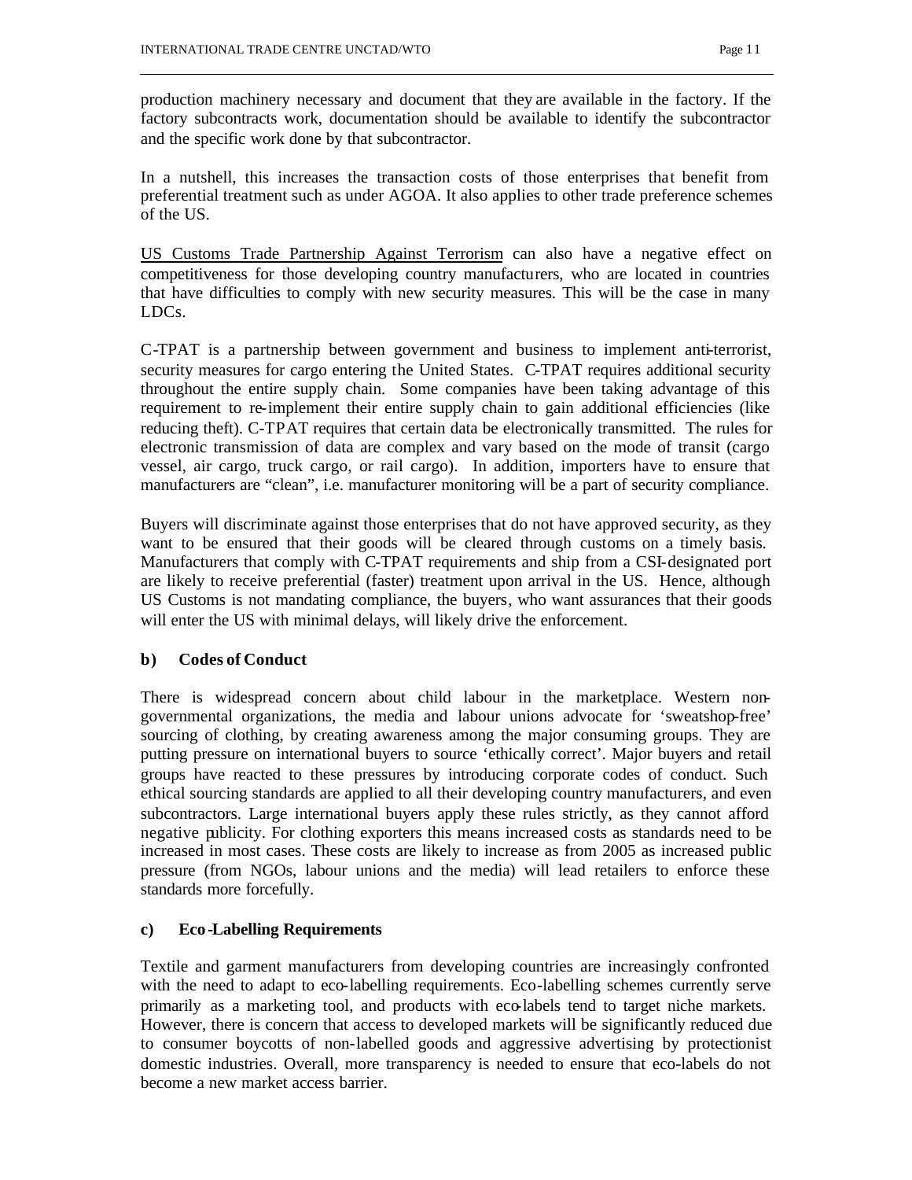production machinery necessary and document that they are available in the factory. If the factory subcontracts work, documentation should be available to identify the subcontractor and the specific work done by that subcontractor.

In a nutshell, this increases the transaction costs of those enterprises that benefit from preferential treatment such as under AGOA. It also applies to other trade preference schemes of the US.

<u>US Customs Trade Partnership Against Terrorism</u> can also have a negative effect on competitiveness for those developing country manufacturers, who are located in countries that have difficulties to comply with new security measures. This will be the case in many LDCs.

C-TPAT is a partnership between government and business to implement anti-terrorist, security measures for cargo entering the United States. C-TPAT requires additional security throughout the entire supply chain. Some companies have been taking advantage of this requirement to re-implement their entire supply chain to gain additional efficiencies (like reducing theft). C-TPAT requires that certain data be electronically transmitted. The rules for electronic transmission of data are complex and vary based on the mode of transit (cargo vessel, air cargo, truck cargo, or rail cargo). In addition, importers have to ensure that manufacturers are "clean", i.e. manufacturer monitoring will be a part of security compliance.

Buyers will discriminate against those enterprises that do not have approved security, as they want to be ensured that their goods will be cleared through customs on a timely basis. Manufacturers that comply with C-TPAT requirements and ship from a CSI-designated port are likely to receive preferential (faster) treatment upon arrival in the US. Hence, although US Customs is not mandating compliance, the buyers, who want assurances that their goods will enter the US with minimal delays, will likely drive the enforcement.

**b) Codes of Conduct**

There is widespread concern about child labour in the marketplace. Western non-governmental organizations, the media and labour unions advocate for 'sweatshop-free' sourcing of clothing, by creating awareness among the major consuming groups. They are putting pressure on international buyers to source 'ethically correct'. Major buyers and retail groups have reacted to these pressures by introducing corporate codes of conduct. Such ethical sourcing standards are applied to all their developing country manufacturers, and even subcontractors. Large international buyers apply these rules strictly, as they cannot afford negative publicity. For clothing exporters this means increased costs as standards need to be increased in most cases. These costs are likely to increase as from 2005 as increased public pressure (from NGOs, labour unions and the media) will lead retailers to enforce these standards more forcefully.

**c) Eco-Labelling Requirements**

Textile and garment manufacturers from developing countries are increasingly confronted with the need to adapt to eco-labelling requirements. Eco-labelling schemes currently serve primarily as a marketing tool, and products with eco-labels tend to target niche markets. However, there is concern that access to developed markets will be significantly reduced due to consumer boycotts of non-labelled goods and aggressive advertising by protectionist domestic industries. Overall, more transparency is needed to ensure that eco-labels do not become a new market access barrier.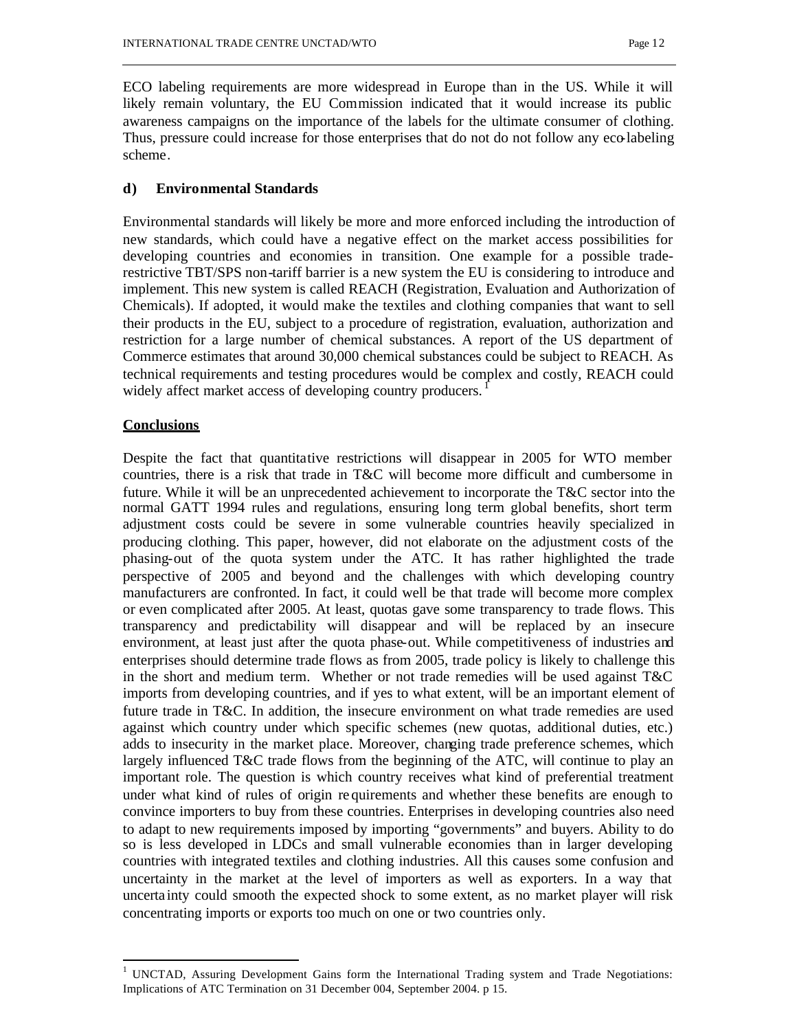ECO labeling requirements are more widespread in Europe than in the US. While it will likely remain voluntary, the EU Commission indicated that it would increase its public awareness campaigns on the importance of the labels for the ultimate consumer of clothing. Thus, pressure could increase for those enterprises that do not do not follow any eco-labeling scheme.

### d) Environmental Standards

Environmental standards will likely be more and more enforced including the introduction of new standards, which could have a negative effect on the market access possibilities for developing countries and economies in transition. One example for a possible trade-restrictive TBT/SPS non-tariff barrier is a new system the EU is considering to introduce and implement. This new system is called REACH (Registration, Evaluation and Authorization of Chemicals). If adopted, it would make the textiles and clothing companies that want to sell their products in the EU, subject to a procedure of registration, evaluation, authorization and restriction for a large number of chemical substances. A report of the US department of Commerce estimates that around 30,000 chemical substances could be subject to REACH. As technical requirements and testing procedures would be complex and costly, REACH could widely affect market access of developing country producers. [1]

## Conclusions

Despite the fact that quantitative restrictions will disappear in 2005 for WTO member countries, there is a risk that trade in T&C will become more difficult and cumbersome in future. While it will be an unprecedented achievement to incorporate the T&C sector into the normal GATT 1994 rules and regulations, ensuring long term global benefits, short term adjustment costs could be severe in some vulnerable countries heavily specialized in producing clothing. This paper, however, did not elaborate on the adjustment costs of the phasing-out of the quota system under the ATC. It has rather highlighted the trade perspective of 2005 and beyond and the challenges with which developing country manufacturers are confronted. In fact, it could well be that trade will become more complex or even complicated after 2005. At least, quotas gave some transparency to trade flows. This transparency and predictability will disappear and will be replaced by an insecure environment, at least just after the quota phase-out. While competitiveness of industries and enterprises should determine trade flows as from 2005, trade policy is likely to challenge this in the short and medium term. Whether or not trade remedies will be used against T&C imports from developing countries, and if yes to what extent, will be an important element of future trade in T&C. In addition, the insecure environment on what trade remedies are used against which country under which specific schemes (new quotas, additional duties, etc.) adds to insecurity in the market place. Moreover, changing trade preference schemes, which largely influenced T&C trade flows from the beginning of the ATC, will continue to play an important role. The question is which country receives what kind of preferential treatment under what kind of rules of origin requirements and whether these benefits are enough to convince importers to buy from these countries. Enterprises in developing countries also need to adapt to new requirements imposed by importing "governments" and buyers. Ability to do so is less developed in LDCs and small vulnerable economies than in larger developing countries with integrated textiles and clothing industries. All this causes some confusion and uncertainty in the market at the level of importers as well as exporters. In a way that uncertainty could smooth the expected shock to some extent, as no market player will risk concentrating imports or exports too much on one or two countries only.

---

[1] UNCTAD, Assuring Development Gains form the International Trading system and Trade Negotiations: Implications of ATC Termination on 31 December 004, September 2004. p 15.